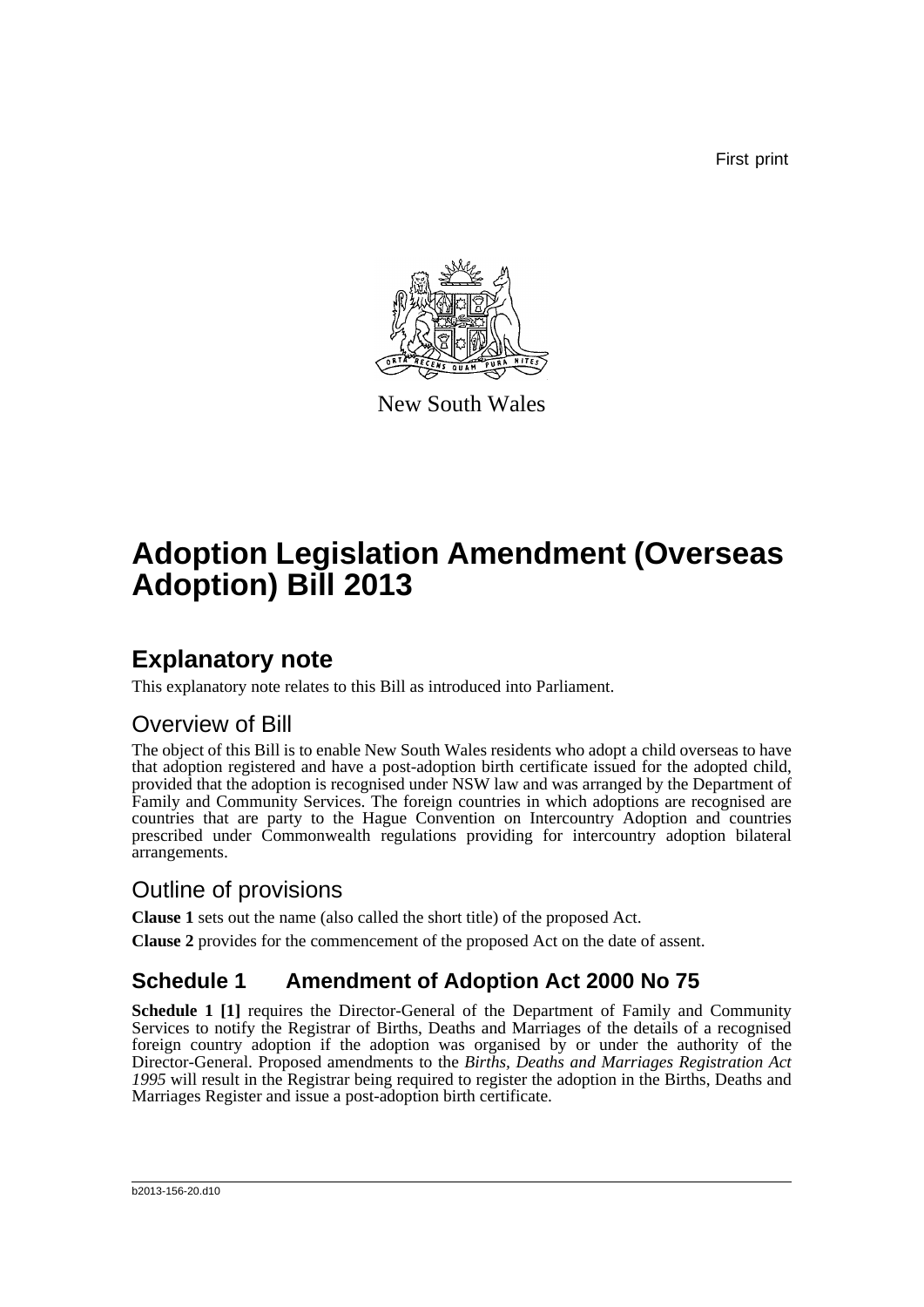First print

New South Wales

# Adoption Legislation Amendment (Overseas Adoption) Bill 2013

## Explanatory note

This explanatory note relates to this Bill as introduced into Parliament.

### Overview of Bill

The object of this Bill is to enable New South Wales residents who adopt a child overseas to have that adoption registered and have a post-adoption birth certificate issued for the adopted child, provided that the adoption is recognised under NSW law and was arranged by the Department of Family and Community Services. The foreign countries in which adoptions are recognised are countries that are party to the Hague Convention on Intercountry Adoption and countries prescribed under Commonwealth regulations providing for intercountry adoption bilateral arrangements.

### Outline of provisions

**Clause 1** sets out the name (also called the short title) of the proposed Act.

**Clause 2** provides for the commencement of the proposed Act on the date of assent.

## Schedule 1 Amendment of Adoption Act 2000 No 75

**Schedule 1 [1]** requires the Director-General of the Department of Family and Community Services to notify the Registrar of Births, Deaths and Marriages of the details of a recognised foreign country adoption if the adoption was organised by or under the authority of the Director-General. Proposed amendments to the *Births, Deaths and Marriages Registration Act 1995* will result in the Registrar being required to register the adoption in the Births, Deaths and Marriages Register and issue a post-adoption birth certificate.

b2013-156-20.d10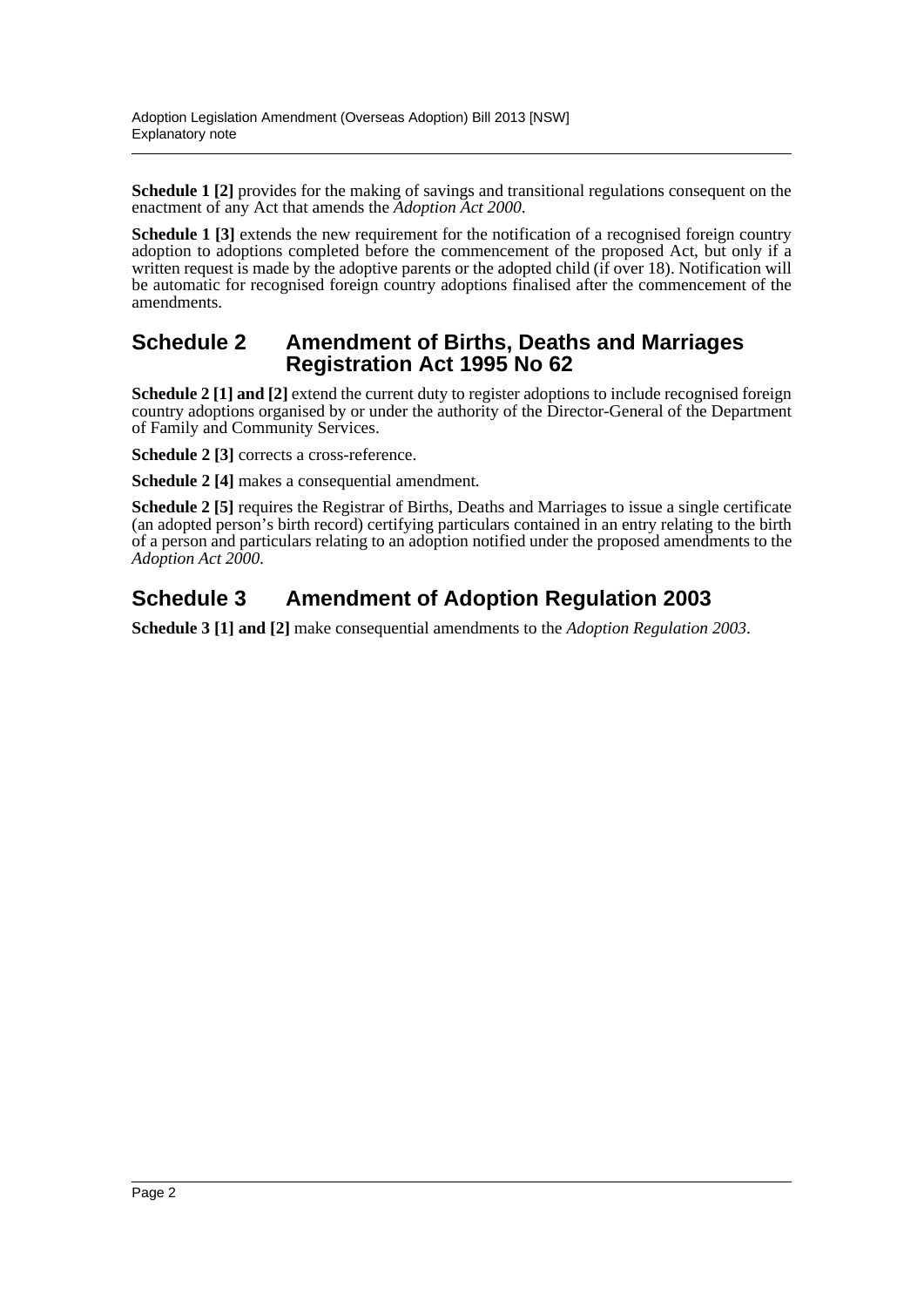**Schedule 1 [2]** provides for the making of savings and transitional regulations consequent on the enactment of any Act that amends the *Adoption Act 2000*.

**Schedule 1 [3]** extends the new requirement for the notification of a recognised foreign country adoption to adoptions completed before the commencement of the proposed Act, but only if a written request is made by the adoptive parents or the adopted child (if over 18). Notification will be automatic for recognised foreign country adoptions finalised after the commencement of the amendments.

## Schedule 2 Amendment of Births, Deaths and Marriages Registration Act 1995 No 62

**Schedule 2 [1] and [2]** extend the current duty to register adoptions to include recognised foreign country adoptions organised by or under the authority of the Director-General of the Department of Family and Community Services.

**Schedule 2 [3]** corrects a cross-reference.

**Schedule 2 [4]** makes a consequential amendment.

**Schedule 2 [5]** requires the Registrar of Births, Deaths and Marriages to issue a single certificate (an adopted person's birth record) certifying particulars contained in an entry relating to the birth of a person and particulars relating to an adoption notified under the proposed amendments to the *Adoption Act 2000*.

## Schedule 3 Amendment of Adoption Regulation 2003

**Schedule 3 [1] and [2]** make consequential amendments to the *Adoption Regulation 2003*.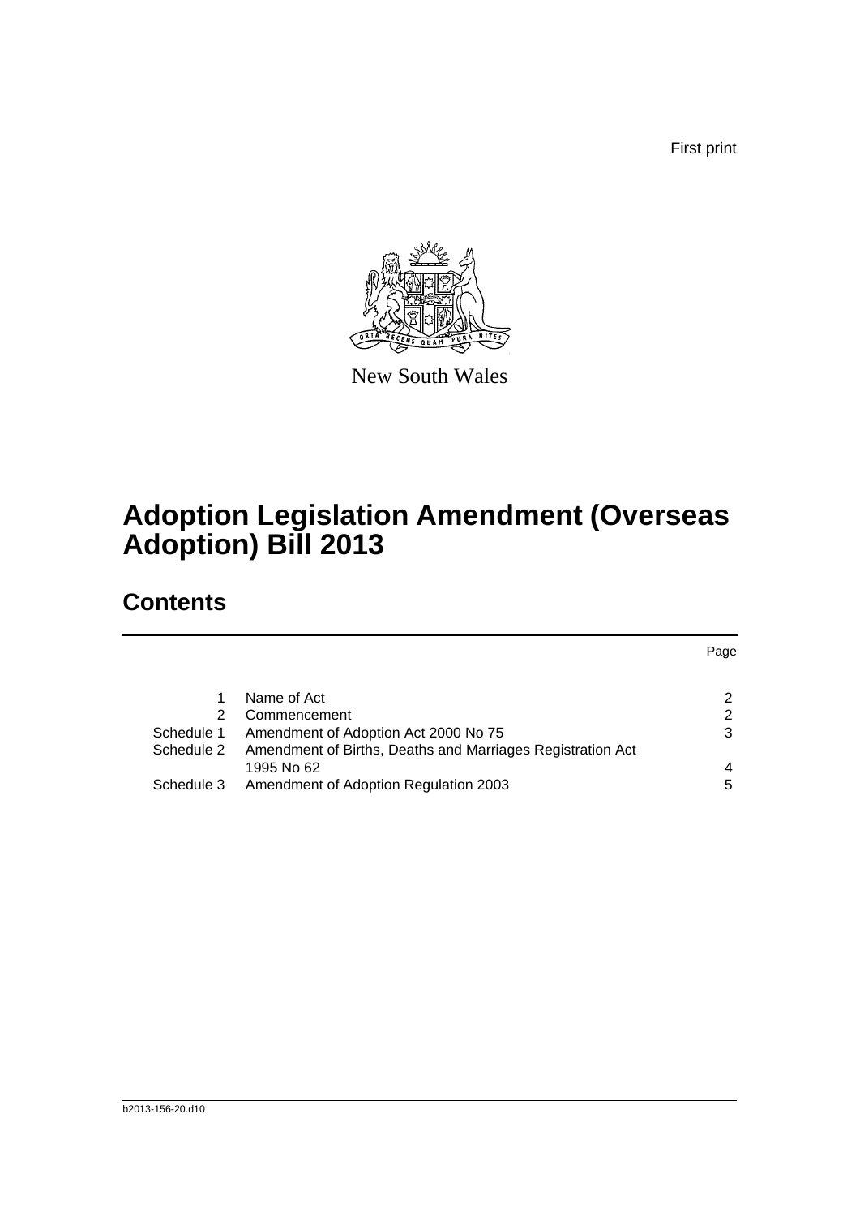First print

New South Wales

# Adoption Legislation Amendment (Overseas Adoption) Bill 2013

## Contents

| | | Page |
|---|---|---|
| 1 | Name of Act | 2 |
| 2 | Commencement | 2 |
| Schedule 1 | Amendment of Adoption Act 2000 No 75 | 3 |
| Schedule 2 | Amendment of Births, Deaths and Marriages Registration Act 1995 No 62 | 4 |
| Schedule 3 | Amendment of Adoption Regulation 2003 | 5 |

b2013-156-20.d10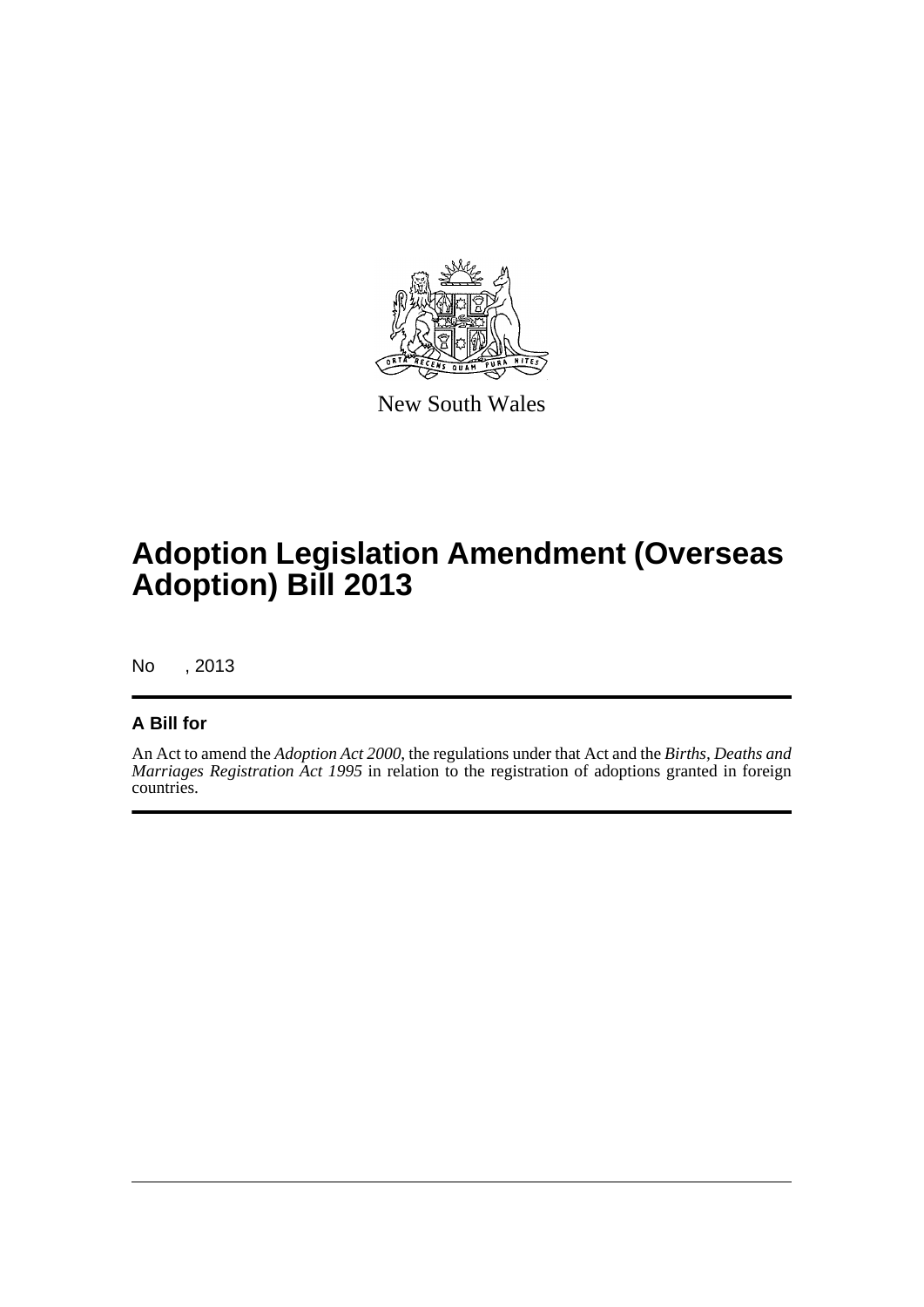New South Wales

# Adoption Legislation Amendment (Overseas Adoption) Bill 2013

No , 2013

## A Bill for

An Act to amend the *Adoption Act 2000*, the regulations under that Act and the *Births, Deaths and Marriages Registration Act 1995* in relation to the registration of adoptions granted in foreign countries.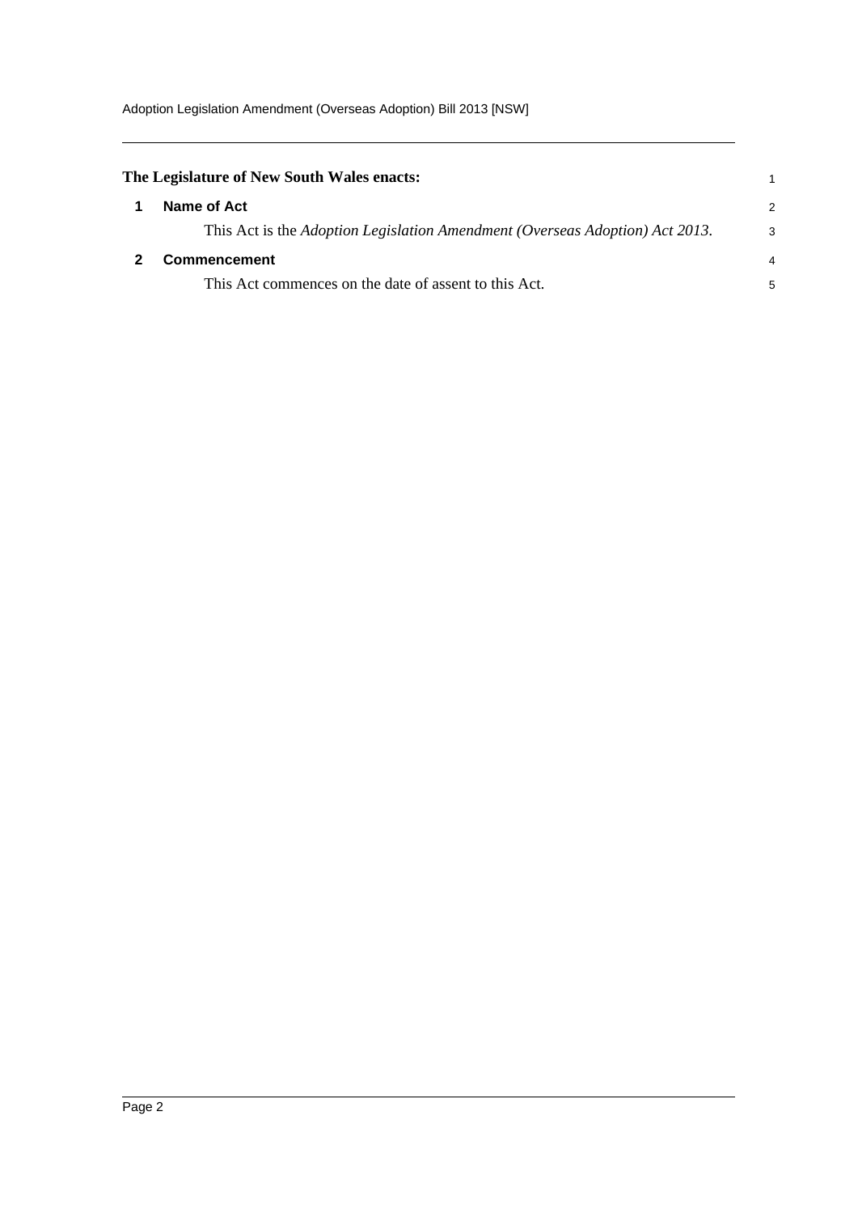**The Legislature of New South Wales enacts:**

## 1 Name of Act

This Act is the *Adoption Legislation Amendment (Overseas Adoption) Act 2013*.

## 2 Commencement

This Act commences on the date of assent to this Act.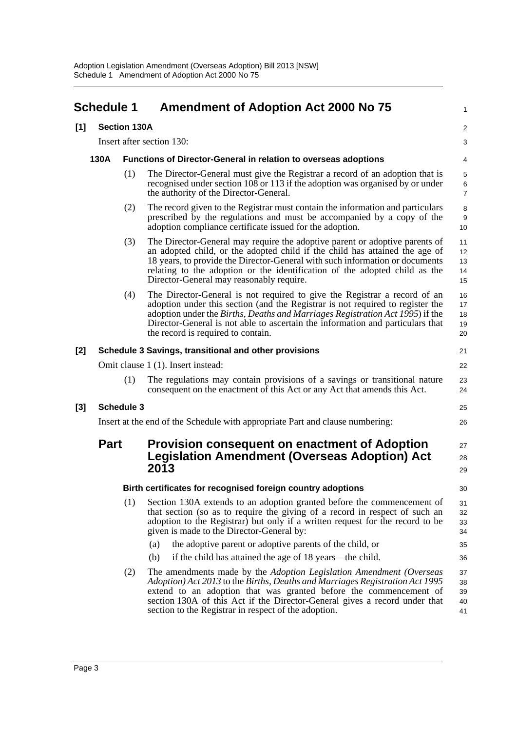## Schedule 1 Amendment of Adoption Act 2000 No 75

**[1] Section 130A**

Insert after section 130:

### 130A Functions of Director-General in relation to overseas adoptions

(1) The Director-General must give the Registrar a record of an adoption that is recognised under section 108 or 113 if the adoption was organised by or under the authority of the Director-General.

(2) The record given to the Registrar must contain the information and particulars prescribed by the regulations and must be accompanied by a copy of the adoption compliance certificate issued for the adoption.

(3) The Director-General may require the adoptive parent or adoptive parents of an adopted child, or the adopted child if the child has attained the age of 18 years, to provide the Director-General with such information or documents relating to the adoption or the identification of the adopted child as the Director-General may reasonably require.

(4) The Director-General is not required to give the Registrar a record of an adoption under this section (and the Registrar is not required to register the adoption under the *Births, Deaths and Marriages Registration Act 1995*) if the Director-General is not able to ascertain the information and particulars that the record is required to contain.

**[2] Schedule 3 Savings, transitional and other provisions**

Omit clause 1 (1). Insert instead:

(1) The regulations may contain provisions of a savings or transitional nature consequent on the enactment of this Act or any Act that amends this Act.

**[3] Schedule 3**

Insert at the end of the Schedule with appropriate Part and clause numbering:

## Part Provision consequent on enactment of Adoption Legislation Amendment (Overseas Adoption) Act 2013

**Birth certificates for recognised foreign country adoptions**

(1) Section 130A extends to an adoption granted before the commencement of that section (so as to require the giving of a record in respect of such an adoption to the Registrar) but only if a written request for the record to be given is made to the Director-General by:

(a) the adoptive parent or adoptive parents of the child, or

(b) if the child has attained the age of 18 years—the child.

(2) The amendments made by the *Adoption Legislation Amendment (Overseas Adoption) Act 2013* to the *Births, Deaths and Marriages Registration Act 1995* extend to an adoption that was granted before the commencement of section 130A of this Act if the Director-General gives a record under that section to the Registrar in respect of the adoption.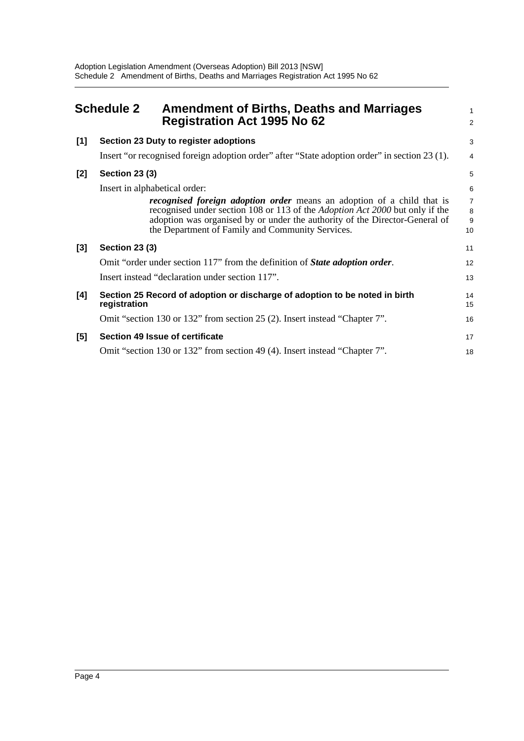## Schedule 2 Amendment of Births, Deaths and Marriages Registration Act 1995 No 62

**[1] Section 23 Duty to register adoptions**

Insert "or recognised foreign adoption order" after "State adoption order" in section 23 (1).

**[2] Section 23 (3)**

Insert in alphabetical order:

> ***recognised foreign adoption order*** means an adoption of a child that is recognised under section 108 or 113 of the *Adoption Act 2000* but only if the adoption was organised by or under the authority of the Director-General of the Department of Family and Community Services.

**[3] Section 23 (3)**

Omit "order under section 117" from the definition of ***State adoption order***.

Insert instead "declaration under section 117".

**[4] Section 25 Record of adoption or discharge of adoption to be noted in birth registration**

Omit "section 130 or 132" from section 25 (2). Insert instead "Chapter 7".

**[5] Section 49 Issue of certificate**

Omit "section 130 or 132" from section 49 (4). Insert instead "Chapter 7".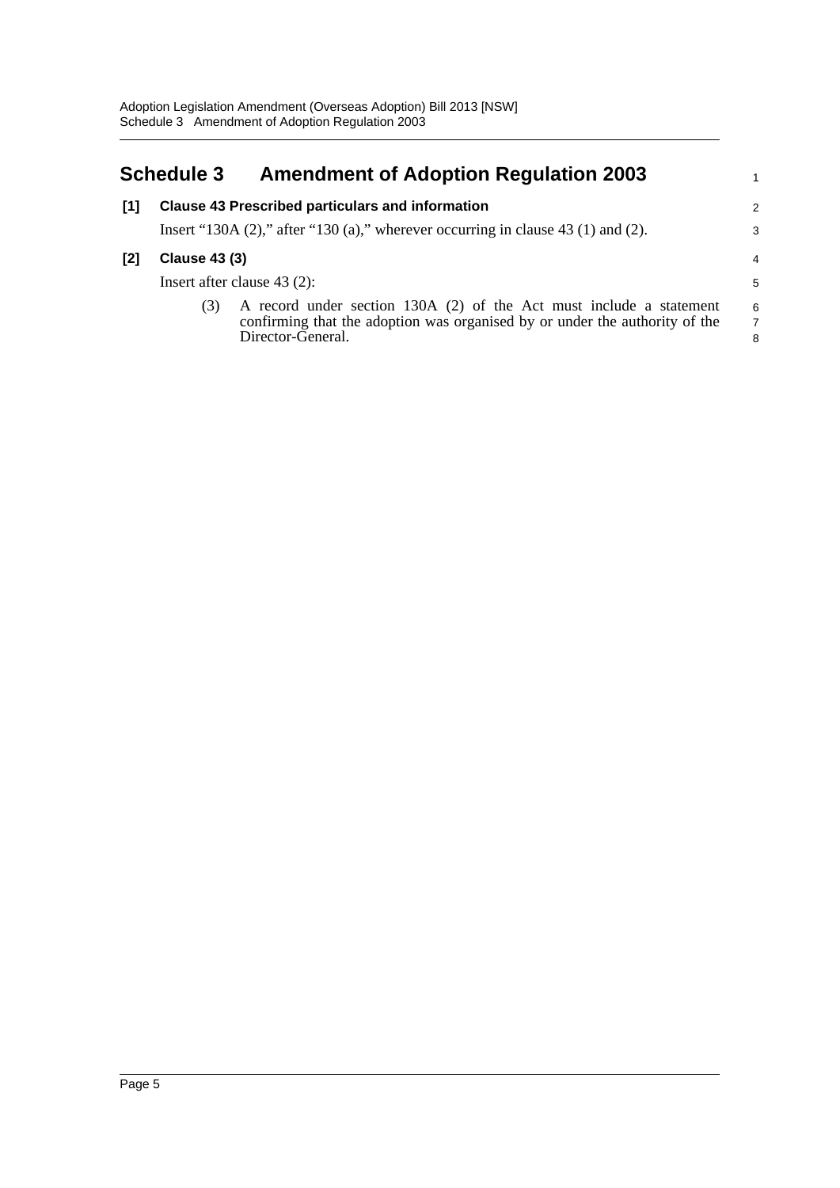## Schedule 3 Amendment of Adoption Regulation 2003

**[1] Clause 43 Prescribed particulars and information**

Insert "130A (2)," after "130 (a)," wherever occurring in clause 43 (1) and (2).

**[2] Clause 43 (3)**

Insert after clause 43 (2):

(3) A record under section 130A (2) of the Act must include a statement confirming that the adoption was organised by or under the authority of the Director-General.